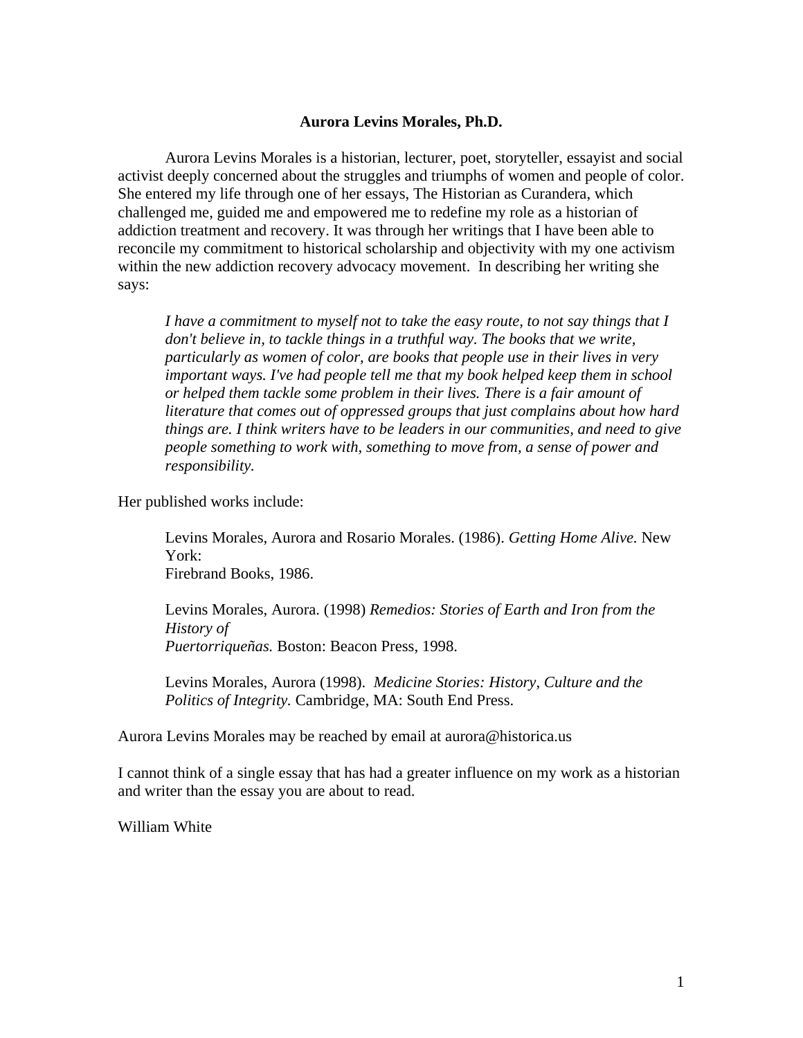**Aurora Levins Morales, Ph.D.**

Aurora Levins Morales is a historian, lecturer, poet, storyteller, essayist and social activist deeply concerned about the struggles and triumphs of women and people of color. She entered my life through one of her essays, The Historian as Curandera, which challenged me, guided me and empowered me to redefine my role as a historian of addiction treatment and recovery. It was through her writings that I have been able to reconcile my commitment to historical scholarship and objectivity with my one activism within the new addiction recovery advocacy movement. In describing her writing she says:

> *I have a commitment to myself not to take the easy route, to not say things that I don't believe in, to tackle things in a truthful way. The books that we write, particularly as women of color, are books that people use in their lives in very important ways. I've had people tell me that my book helped keep them in school or helped them tackle some problem in their lives. There is a fair amount of literature that comes out of oppressed groups that just complains about how hard things are. I think writers have to be leaders in our communities, and need to give people something to work with, something to move from, a sense of power and responsibility.*

Her published works include:

> Levins Morales, Aurora and Rosario Morales. (1986). *Getting Home Alive.* New York:
> Firebrand Books, 1986.
>
> Levins Morales, Aurora. (1998) *Remedios: Stories of Earth and Iron from the History of*
> *Puertorriqueñas.* Boston: Beacon Press, 1998.
>
> Levins Morales, Aurora (1998). *Medicine Stories: History, Culture and the Politics of Integrity.* Cambridge, MA: South End Press.

Aurora Levins Morales may be reached by email at aurora@historica.us

I cannot think of a single essay that has had a greater influence on my work as a historian and writer than the essay you are about to read.

William White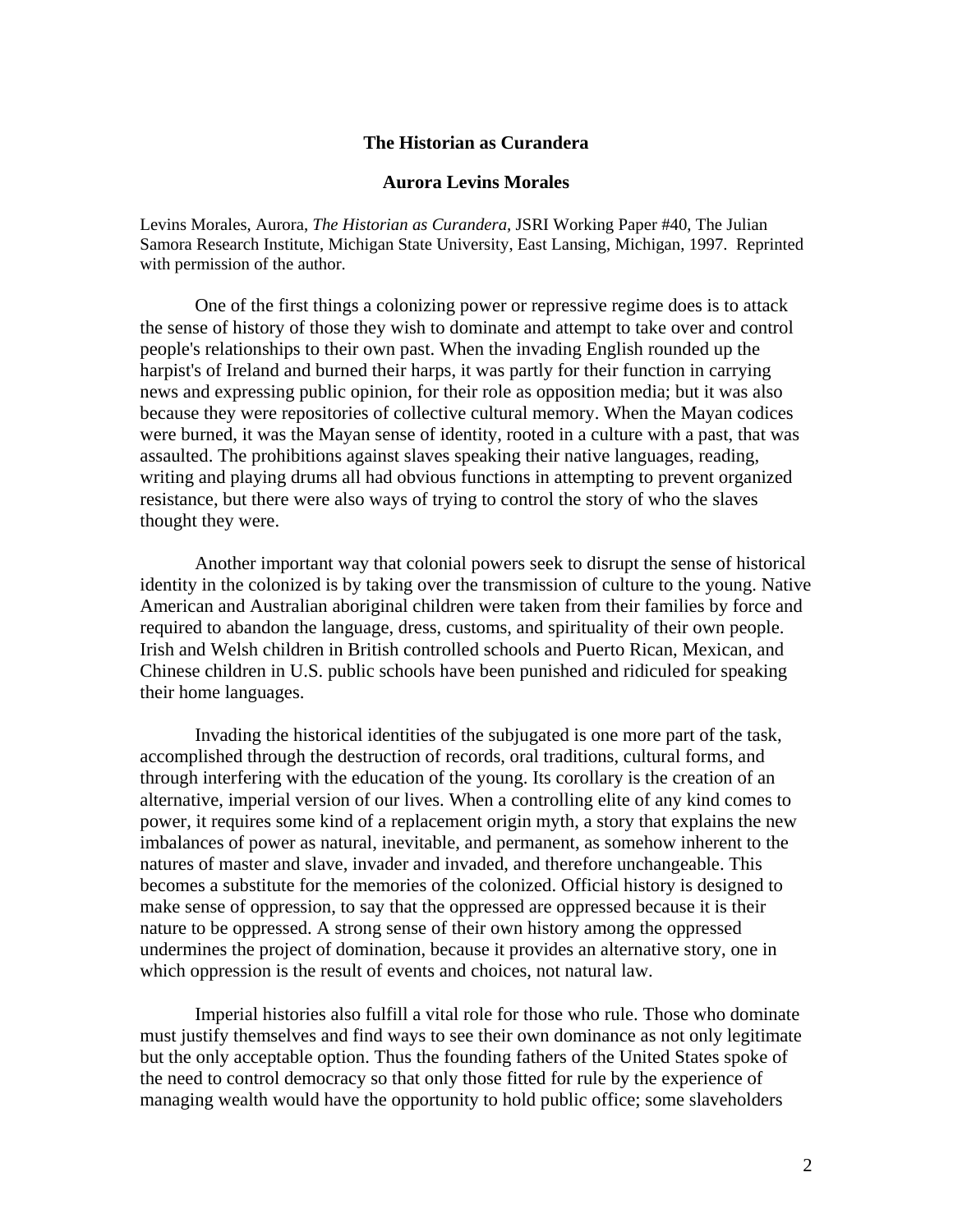# The Historian as Curandera

**Aurora Levins Morales**

Levins Morales, Aurora, *The Historian as Curandera*, JSRI Working Paper #40, The Julian Samora Research Institute, Michigan State University, East Lansing, Michigan, 1997. Reprinted with permission of the author.

One of the first things a colonizing power or repressive regime does is to attack the sense of history of those they wish to dominate and attempt to take over and control people's relationships to their own past. When the invading English rounded up the harpist's of Ireland and burned their harps, it was partly for their function in carrying news and expressing public opinion, for their role as opposition media; but it was also because they were repositories of collective cultural memory. When the Mayan codices were burned, it was the Mayan sense of identity, rooted in a culture with a past, that was assaulted. The prohibitions against slaves speaking their native languages, reading, writing and playing drums all had obvious functions in attempting to prevent organized resistance, but there were also ways of trying to control the story of who the slaves thought they were.

Another important way that colonial powers seek to disrupt the sense of historical identity in the colonized is by taking over the transmission of culture to the young. Native American and Australian aboriginal children were taken from their families by force and required to abandon the language, dress, customs, and spirituality of their own people. Irish and Welsh children in British controlled schools and Puerto Rican, Mexican, and Chinese children in U.S. public schools have been punished and ridiculed for speaking their home languages.

Invading the historical identities of the subjugated is one more part of the task, accomplished through the destruction of records, oral traditions, cultural forms, and through interfering with the education of the young. Its corollary is the creation of an alternative, imperial version of our lives. When a controlling elite of any kind comes to power, it requires some kind of a replacement origin myth, a story that explains the new imbalances of power as natural, inevitable, and permanent, as somehow inherent to the natures of master and slave, invader and invaded, and therefore unchangeable. This becomes a substitute for the memories of the colonized. Official history is designed to make sense of oppression, to say that the oppressed are oppressed because it is their nature to be oppressed. A strong sense of their own history among the oppressed undermines the project of domination, because it provides an alternative story, one in which oppression is the result of events and choices, not natural law.

Imperial histories also fulfill a vital role for those who rule. Those who dominate must justify themselves and find ways to see their own dominance as not only legitimate but the only acceptable option. Thus the founding fathers of the United States spoke of the need to control democracy so that only those fitted for rule by the experience of managing wealth would have the opportunity to hold public office; some slaveholders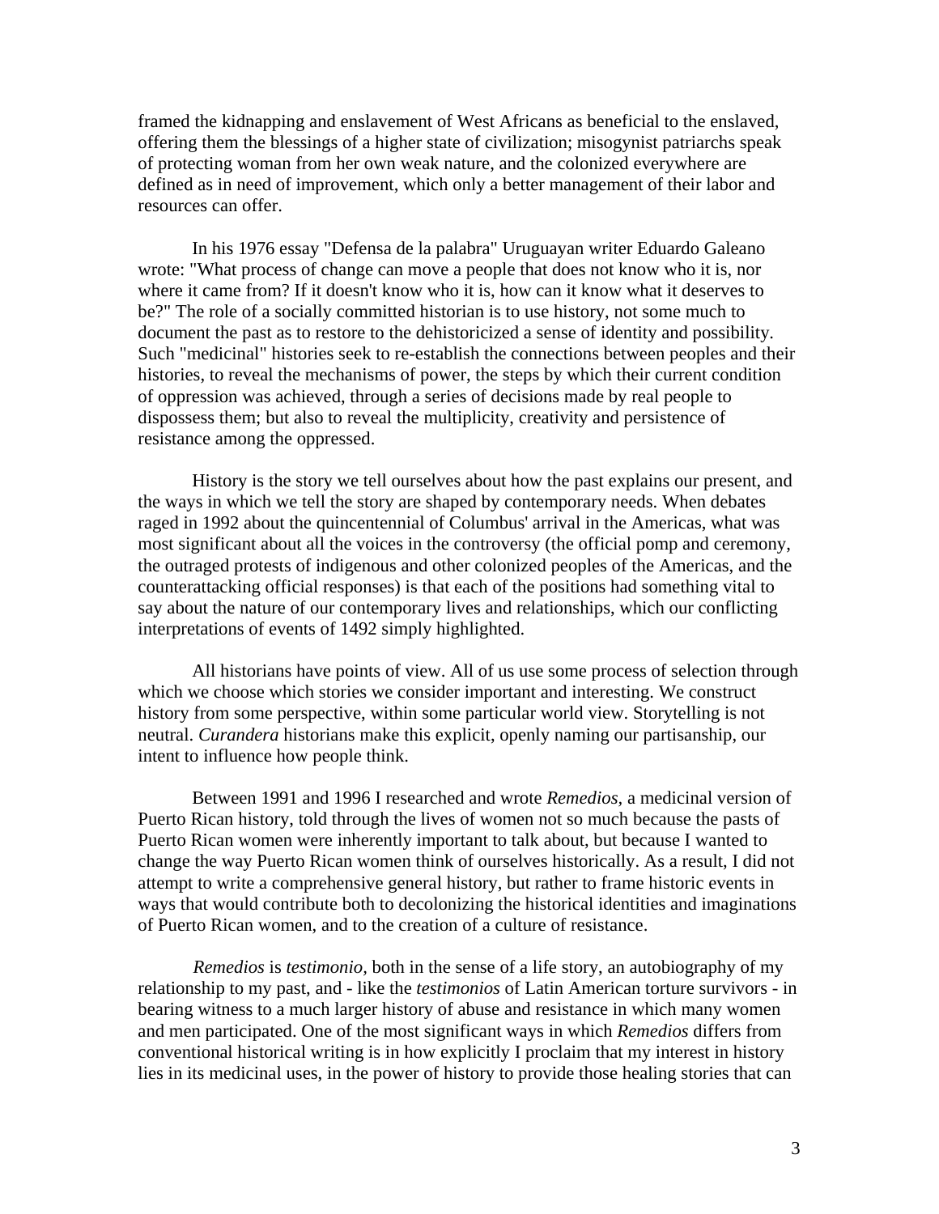framed the kidnapping and enslavement of West Africans as beneficial to the enslaved, offering them the blessings of a higher state of civilization; misogynist patriarchs speak of protecting woman from her own weak nature, and the colonized everywhere are defined as in need of improvement, which only a better management of their labor and resources can offer.

In his 1976 essay "Defensa de la palabra" Uruguayan writer Eduardo Galeano wrote: "What process of change can move a people that does not know who it is, nor where it came from? If it doesn't know who it is, how can it know what it deserves to be?" The role of a socially committed historian is to use history, not some much to document the past as to restore to the dehistoricized a sense of identity and possibility. Such "medicinal" histories seek to re-establish the connections between peoples and their histories, to reveal the mechanisms of power, the steps by which their current condition of oppression was achieved, through a series of decisions made by real people to dispossess them; but also to reveal the multiplicity, creativity and persistence of resistance among the oppressed.

History is the story we tell ourselves about how the past explains our present, and the ways in which we tell the story are shaped by contemporary needs. When debates raged in 1992 about the quincentennial of Columbus' arrival in the Americas, what was most significant about all the voices in the controversy (the official pomp and ceremony, the outraged protests of indigenous and other colonized peoples of the Americas, and the counterattacking official responses) is that each of the positions had something vital to say about the nature of our contemporary lives and relationships, which our conflicting interpretations of events of 1492 simply highlighted.

All historians have points of view. All of us use some process of selection through which we choose which stories we consider important and interesting. We construct history from some perspective, within some particular world view. Storytelling is not neutral. *Curandera* historians make this explicit, openly naming our partisanship, our intent to influence how people think.

Between 1991 and 1996 I researched and wrote *Remedios*, a medicinal version of Puerto Rican history, told through the lives of women not so much because the pasts of Puerto Rican women were inherently important to talk about, but because I wanted to change the way Puerto Rican women think of ourselves historically. As a result, I did not attempt to write a comprehensive general history, but rather to frame historic events in ways that would contribute both to decolonizing the historical identities and imaginations of Puerto Rican women, and to the creation of a culture of resistance.

*Remedios* is *testimonio*, both in the sense of a life story, an autobiography of my relationship to my past, and - like the *testimonios* of Latin American torture survivors - in bearing witness to a much larger history of abuse and resistance in which many women and men participated. One of the most significant ways in which *Remedios* differs from conventional historical writing is in how explicitly I proclaim that my interest in history lies in its medicinal uses, in the power of history to provide those healing stories that can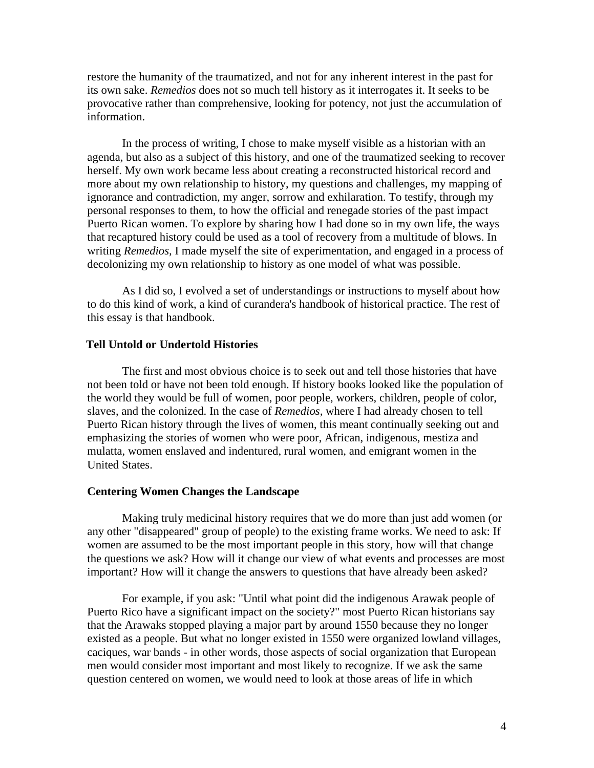restore the humanity of the traumatized, and not for any inherent interest in the past for its own sake. *Remedios* does not so much tell history as it interrogates it. It seeks to be provocative rather than comprehensive, looking for potency, not just the accumulation of information.

In the process of writing, I chose to make myself visible as a historian with an agenda, but also as a subject of this history, and one of the traumatized seeking to recover herself. My own work became less about creating a reconstructed historical record and more about my own relationship to history, my questions and challenges, my mapping of ignorance and contradiction, my anger, sorrow and exhilaration. To testify, through my personal responses to them, to how the official and renegade stories of the past impact Puerto Rican women. To explore by sharing how I had done so in my own life, the ways that recaptured history could be used as a tool of recovery from a multitude of blows. In writing *Remedios*, I made myself the site of experimentation, and engaged in a process of decolonizing my own relationship to history as one model of what was possible.

As I did so, I evolved a set of understandings or instructions to myself about how to do this kind of work, a kind of curandera's handbook of historical practice. The rest of this essay is that handbook.

## Tell Untold or Undertold Histories

The first and most obvious choice is to seek out and tell those histories that have not been told or have not been told enough. If history books looked like the population of the world they would be full of women, poor people, workers, children, people of color, slaves, and the colonized. In the case of *Remedios*, where I had already chosen to tell Puerto Rican history through the lives of women, this meant continually seeking out and emphasizing the stories of women who were poor, African, indigenous, mestiza and mulatta, women enslaved and indentured, rural women, and emigrant women in the United States.

## Centering Women Changes the Landscape

Making truly medicinal history requires that we do more than just add women (or any other "disappeared" group of people) to the existing frame works. We need to ask: If women are assumed to be the most important people in this story, how will that change the questions we ask? How will it change our view of what events and processes are most important? How will it change the answers to questions that have already been asked?

For example, if you ask: "Until what point did the indigenous Arawak people of Puerto Rico have a significant impact on the society?" most Puerto Rican historians say that the Arawaks stopped playing a major part by around 1550 because they no longer existed as a people. But what no longer existed in 1550 were organized lowland villages, caciques, war bands - in other words, those aspects of social organization that European men would consider most important and most likely to recognize. If we ask the same question centered on women, we would need to look at those areas of life in which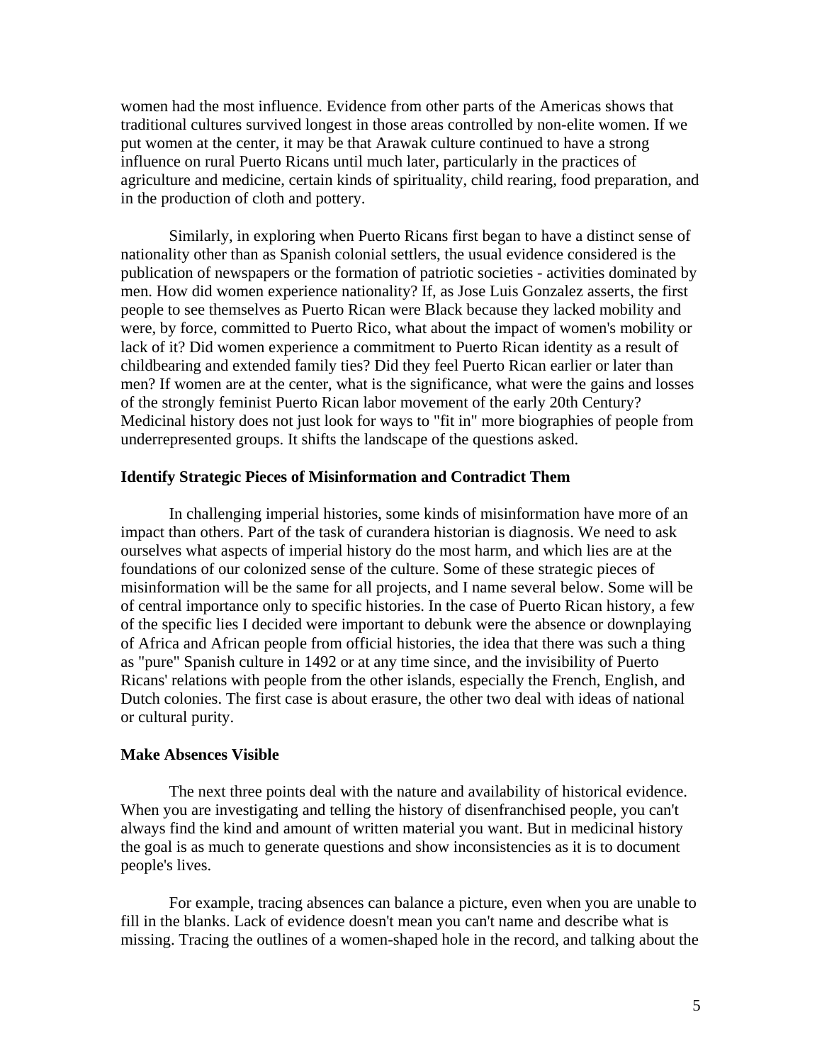women had the most influence. Evidence from other parts of the Americas shows that traditional cultures survived longest in those areas controlled by non-elite women. If we put women at the center, it may be that Arawak culture continued to have a strong influence on rural Puerto Ricans until much later, particularly in the practices of agriculture and medicine, certain kinds of spirituality, child rearing, food preparation, and in the production of cloth and pottery.

Similarly, in exploring when Puerto Ricans first began to have a distinct sense of nationality other than as Spanish colonial settlers, the usual evidence considered is the publication of newspapers or the formation of patriotic societies - activities dominated by men. How did women experience nationality? If, as Jose Luis Gonzalez asserts, the first people to see themselves as Puerto Rican were Black because they lacked mobility and were, by force, committed to Puerto Rico, what about the impact of women's mobility or lack of it? Did women experience a commitment to Puerto Rican identity as a result of childbearing and extended family ties? Did they feel Puerto Rican earlier or later than men? If women are at the center, what is the significance, what were the gains and losses of the strongly feminist Puerto Rican labor movement of the early 20th Century? Medicinal history does not just look for ways to "fit in" more biographies of people from underrepresented groups. It shifts the landscape of the questions asked.

### Identify Strategic Pieces of Misinformation and Contradict Them

In challenging imperial histories, some kinds of misinformation have more of an impact than others. Part of the task of curandera historian is diagnosis. We need to ask ourselves what aspects of imperial history do the most harm, and which lies are at the foundations of our colonized sense of the culture. Some of these strategic pieces of misinformation will be the same for all projects, and I name several below. Some will be of central importance only to specific histories. In the case of Puerto Rican history, a few of the specific lies I decided were important to debunk were the absence or downplaying of Africa and African people from official histories, the idea that there was such a thing as "pure" Spanish culture in 1492 or at any time since, and the invisibility of Puerto Ricans' relations with people from the other islands, especially the French, English, and Dutch colonies. The first case is about erasure, the other two deal with ideas of national or cultural purity.

### Make Absences Visible

The next three points deal with the nature and availability of historical evidence. When you are investigating and telling the history of disenfranchised people, you can't always find the kind and amount of written material you want. But in medicinal history the goal is as much to generate questions and show inconsistencies as it is to document people's lives.

For example, tracing absences can balance a picture, even when you are unable to fill in the blanks. Lack of evidence doesn't mean you can't name and describe what is missing. Tracing the outlines of a women-shaped hole in the record, and talking about the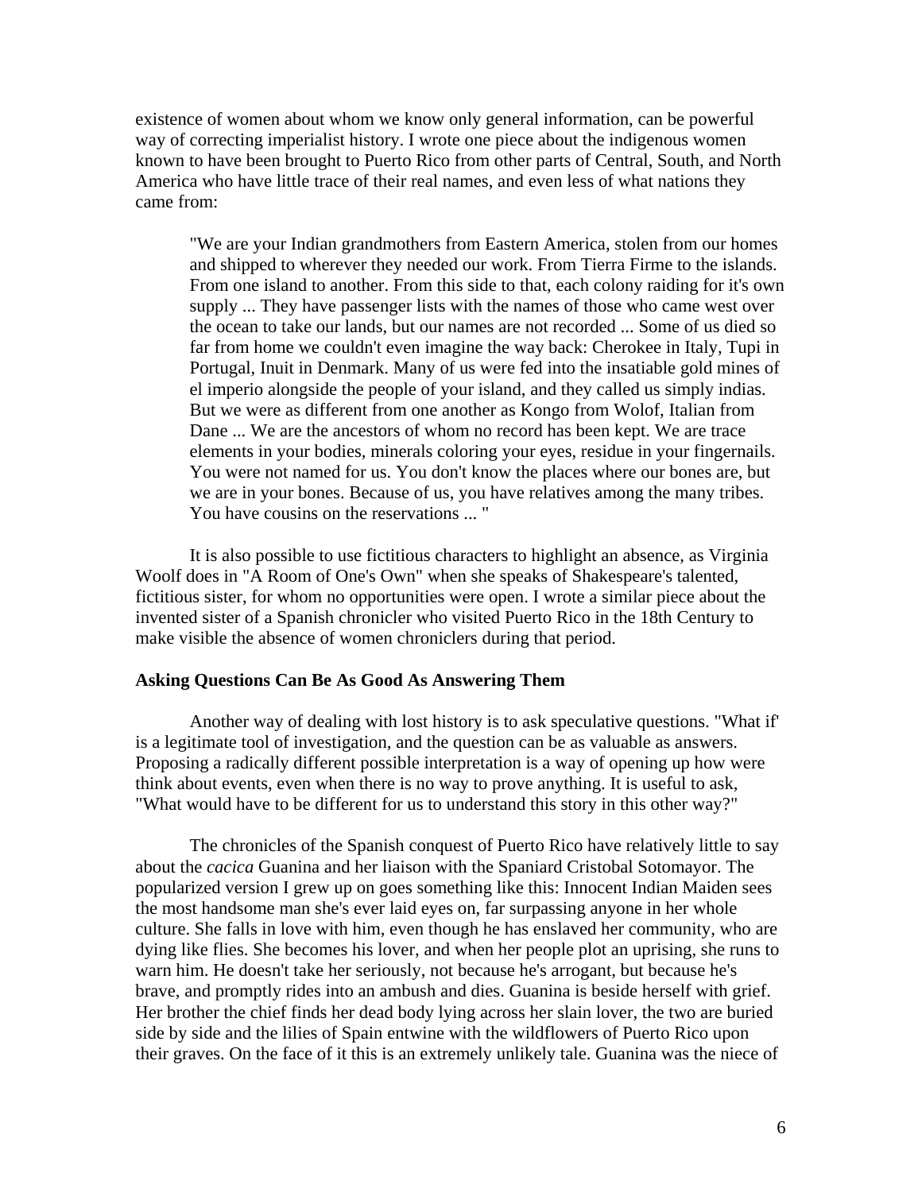existence of women about whom we know only general information, can be powerful way of correcting imperialist history. I wrote one piece about the indigenous women known to have been brought to Puerto Rico from other parts of Central, South, and North America who have little trace of their real names, and even less of what nations they came from:

> "We are your Indian grandmothers from Eastern America, stolen from our homes and shipped to wherever they needed our work. From Tierra Firme to the islands. From one island to another. From this side to that, each colony raiding for it's own supply ... They have passenger lists with the names of those who came west over the ocean to take our lands, but our names are not recorded ... Some of us died so far from home we couldn't even imagine the way back: Cherokee in Italy, Tupi in Portugal, Inuit in Denmark. Many of us were fed into the insatiable gold mines of el imperio alongside the people of your island, and they called us simply indias. But we were as different from one another as Kongo from Wolof, Italian from Dane ... We are the ancestors of whom no record has been kept. We are trace elements in your bodies, minerals coloring your eyes, residue in your fingernails. You were not named for us. You don't know the places where our bones are, but we are in your bones. Because of us, you have relatives among the many tribes. You have cousins on the reservations ... "

It is also possible to use fictitious characters to highlight an absence, as Virginia Woolf does in "A Room of One's Own" when she speaks of Shakespeare's talented, fictitious sister, for whom no opportunities were open. I wrote a similar piece about the invented sister of a Spanish chronicler who visited Puerto Rico in the 18th Century to make visible the absence of women chroniclers during that period.

**Asking Questions Can Be As Good As Answering Them**

Another way of dealing with lost history is to ask speculative questions. "What if' is a legitimate tool of investigation, and the question can be as valuable as answers. Proposing a radically different possible interpretation is a way of opening up how were think about events, even when there is no way to prove anything. It is useful to ask, "What would have to be different for us to understand this story in this other way?"

The chronicles of the Spanish conquest of Puerto Rico have relatively little to say about the *cacica* Guanina and her liaison with the Spaniard Cristobal Sotomayor. The popularized version I grew up on goes something like this: Innocent Indian Maiden sees the most handsome man she's ever laid eyes on, far surpassing anyone in her whole culture. She falls in love with him, even though he has enslaved her community, who are dying like flies. She becomes his lover, and when her people plot an uprising, she runs to warn him. He doesn't take her seriously, not because he's arrogant, but because he's brave, and promptly rides into an ambush and dies. Guanina is beside herself with grief. Her brother the chief finds her dead body lying across her slain lover, the two are buried side by side and the lilies of Spain entwine with the wildflowers of Puerto Rico upon their graves. On the face of it this is an extremely unlikely tale. Guanina was the niece of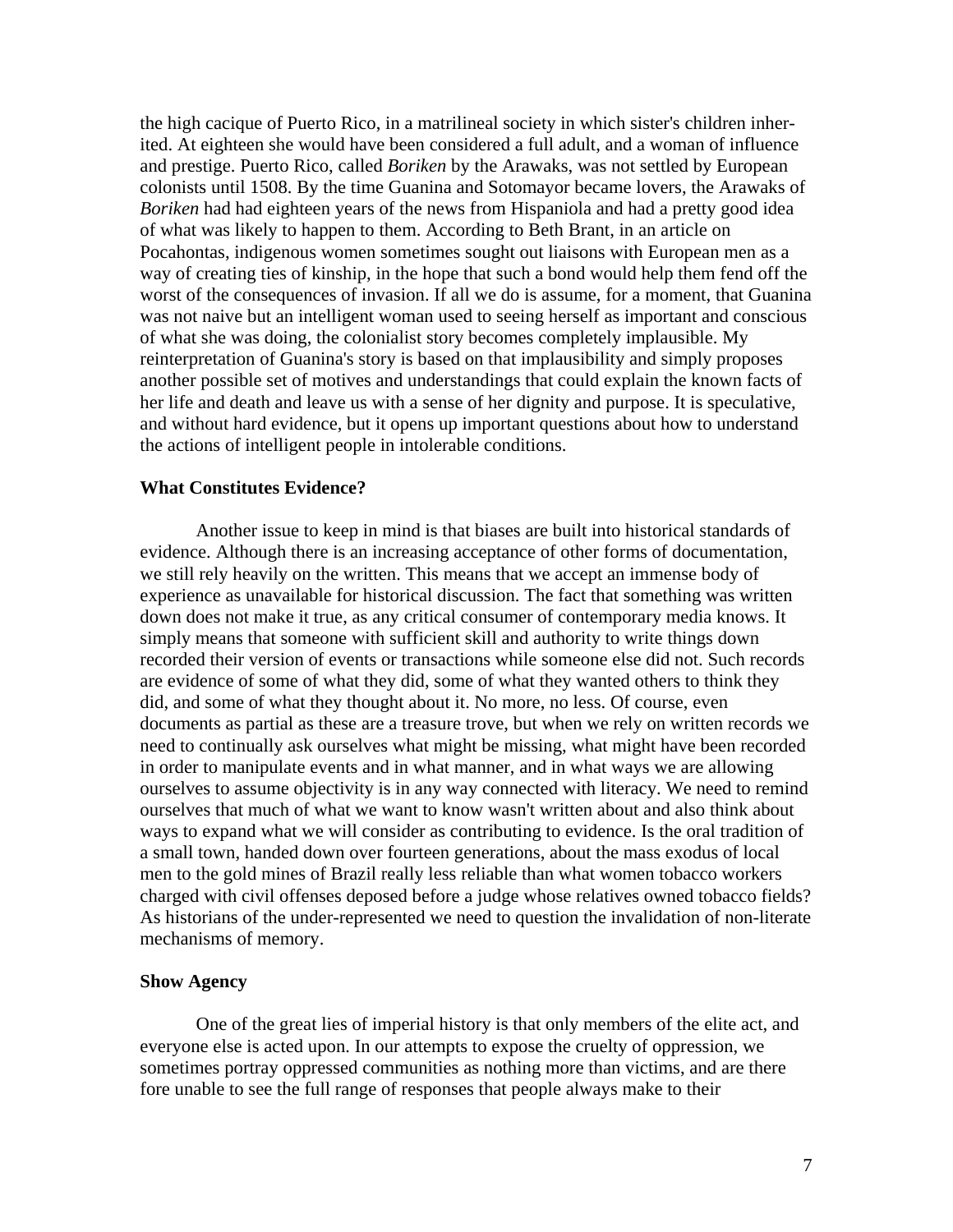the high cacique of Puerto Rico, in a matrilineal society in which sister's children inherited. At eighteen she would have been considered a full adult, and a woman of influence and prestige. Puerto Rico, called *Boriken* by the Arawaks, was not settled by European colonists until 1508. By the time Guanina and Sotomayor became lovers, the Arawaks of *Boriken* had had eighteen years of the news from Hispaniola and had a pretty good idea of what was likely to happen to them. According to Beth Brant, in an article on Pocahontas, indigenous women sometimes sought out liaisons with European men as a way of creating ties of kinship, in the hope that such a bond would help them fend off the worst of the consequences of invasion. If all we do is assume, for a moment, that Guanina was not naive but an intelligent woman used to seeing herself as important and conscious of what she was doing, the colonialist story becomes completely implausible. My reinterpretation of Guanina's story is based on that implausibility and simply proposes another possible set of motives and understandings that could explain the known facts of her life and death and leave us with a sense of her dignity and purpose. It is speculative, and without hard evidence, but it opens up important questions about how to understand the actions of intelligent people in intolerable conditions.

**What Constitutes Evidence?**

Another issue to keep in mind is that biases are built into historical standards of evidence. Although there is an increasing acceptance of other forms of documentation, we still rely heavily on the written. This means that we accept an immense body of experience as unavailable for historical discussion. The fact that something was written down does not make it true, as any critical consumer of contemporary media knows. It simply means that someone with sufficient skill and authority to write things down recorded their version of events or transactions while someone else did not. Such records are evidence of some of what they did, some of what they wanted others to think they did, and some of what they thought about it. No more, no less. Of course, even documents as partial as these are a treasure trove, but when we rely on written records we need to continually ask ourselves what might be missing, what might have been recorded in order to manipulate events and in what manner, and in what ways we are allowing ourselves to assume objectivity is in any way connected with literacy. We need to remind ourselves that much of what we want to know wasn't written about and also think about ways to expand what we will consider as contributing to evidence. Is the oral tradition of a small town, handed down over fourteen generations, about the mass exodus of local men to the gold mines of Brazil really less reliable than what women tobacco workers charged with civil offenses deposed before a judge whose relatives owned tobacco fields? As historians of the under-represented we need to question the invalidation of non-literate mechanisms of memory.

**Show Agency**

One of the great lies of imperial history is that only members of the elite act, and everyone else is acted upon. In our attempts to expose the cruelty of oppression, we sometimes portray oppressed communities as nothing more than victims, and are there fore unable to see the full range of responses that people always make to their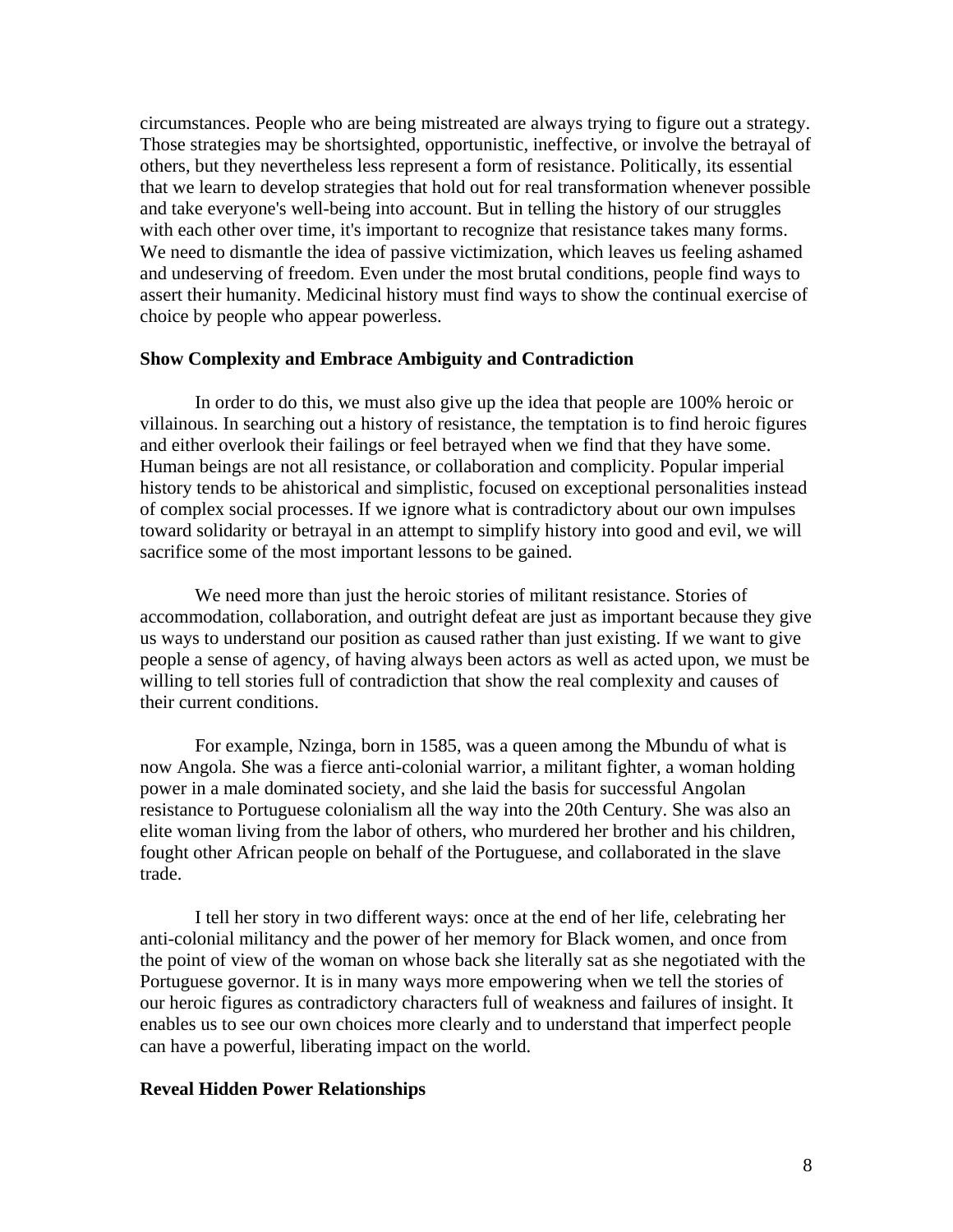circumstances. People who are being mistreated are always trying to figure out a strategy. Those strategies may be shortsighted, opportunistic, ineffective, or involve the betrayal of others, but they nevertheless less represent a form of resistance. Politically, its essential that we learn to develop strategies that hold out for real transformation whenever possible and take everyone's well-being into account. But in telling the history of our struggles with each other over time, it's important to recognize that resistance takes many forms. We need to dismantle the idea of passive victimization, which leaves us feeling ashamed and undeserving of freedom. Even under the most brutal conditions, people find ways to assert their humanity. Medicinal history must find ways to show the continual exercise of choice by people who appear powerless.

**Show Complexity and Embrace Ambiguity and Contradiction**

In order to do this, we must also give up the idea that people are 100% heroic or villainous. In searching out a history of resistance, the temptation is to find heroic figures and either overlook their failings or feel betrayed when we find that they have some. Human beings are not all resistance, or collaboration and complicity. Popular imperial history tends to be ahistorical and simplistic, focused on exceptional personalities instead of complex social processes. If we ignore what is contradictory about our own impulses toward solidarity or betrayal in an attempt to simplify history into good and evil, we will sacrifice some of the most important lessons to be gained.

We need more than just the heroic stories of militant resistance. Stories of accommodation, collaboration, and outright defeat are just as important because they give us ways to understand our position as caused rather than just existing. If we want to give people a sense of agency, of having always been actors as well as acted upon, we must be willing to tell stories full of contradiction that show the real complexity and causes of their current conditions.

For example, Nzinga, born in 1585, was a queen among the Mbundu of what is now Angola. She was a fierce anti-colonial warrior, a militant fighter, a woman holding power in a male dominated society, and she laid the basis for successful Angolan resistance to Portuguese colonialism all the way into the 20th Century. She was also an elite woman living from the labor of others, who murdered her brother and his children, fought other African people on behalf of the Portuguese, and collaborated in the slave trade.

I tell her story in two different ways: once at the end of her life, celebrating her anti-colonial militancy and the power of her memory for Black women, and once from the point of view of the woman on whose back she literally sat as she negotiated with the Portuguese governor. It is in many ways more empowering when we tell the stories of our heroic figures as contradictory characters full of weakness and failures of insight. It enables us to see our own choices more clearly and to understand that imperfect people can have a powerful, liberating impact on the world.

**Reveal Hidden Power Relationships**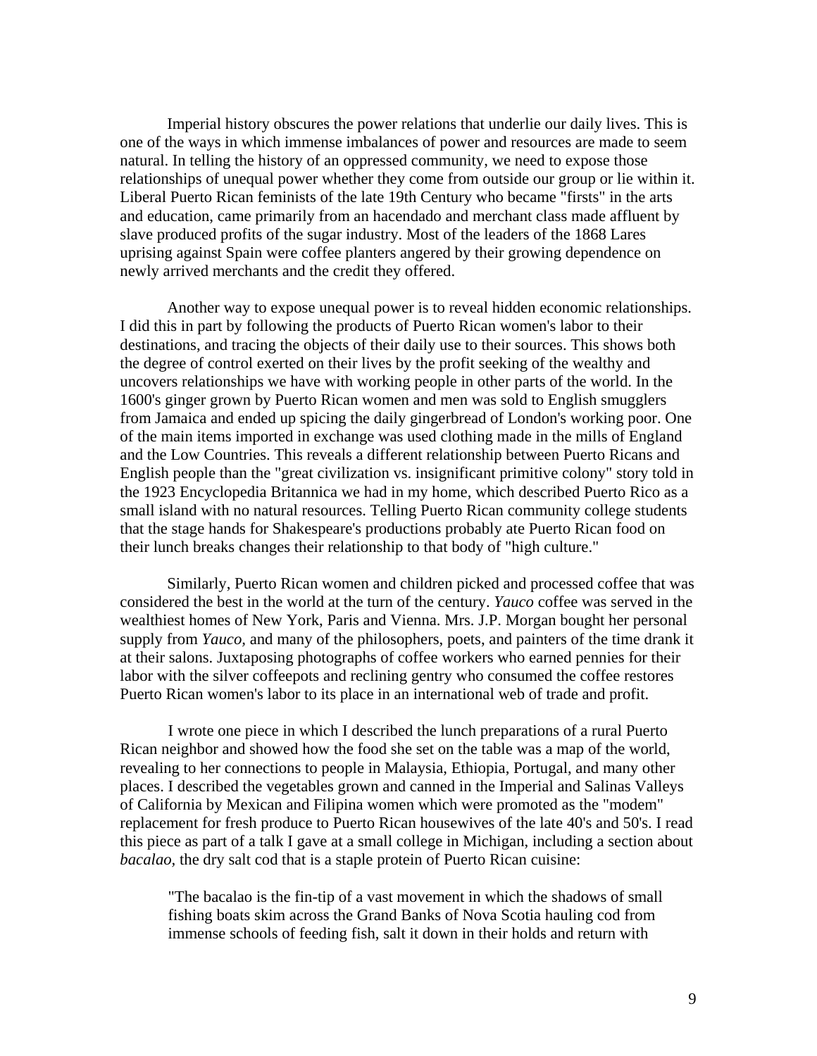Imperial history obscures the power relations that underlie our daily lives. This is one of the ways in which immense imbalances of power and resources are made to seem natural. In telling the history of an oppressed community, we need to expose those relationships of unequal power whether they come from outside our group or lie within it. Liberal Puerto Rican feminists of the late 19th Century who became "firsts" in the arts and education, came primarily from an hacendado and merchant class made affluent by slave produced profits of the sugar industry. Most of the leaders of the 1868 Lares uprising against Spain were coffee planters angered by their growing dependence on newly arrived merchants and the credit they offered.

Another way to expose unequal power is to reveal hidden economic relationships. I did this in part by following the products of Puerto Rican women's labor to their destinations, and tracing the objects of their daily use to their sources. This shows both the degree of control exerted on their lives by the profit seeking of the wealthy and uncovers relationships we have with working people in other parts of the world. In the 1600's ginger grown by Puerto Rican women and men was sold to English smugglers from Jamaica and ended up spicing the daily gingerbread of London's working poor. One of the main items imported in exchange was used clothing made in the mills of England and the Low Countries. This reveals a different relationship between Puerto Ricans and English people than the "great civilization vs. insignificant primitive colony" story told in the 1923 Encyclopedia Britannica we had in my home, which described Puerto Rico as a small island with no natural resources. Telling Puerto Rican community college students that the stage hands for Shakespeare's productions probably ate Puerto Rican food on their lunch breaks changes their relationship to that body of "high culture."

Similarly, Puerto Rican women and children picked and processed coffee that was considered the best in the world at the turn of the century. *Yauco* coffee was served in the wealthiest homes of New York, Paris and Vienna. Mrs. J.P. Morgan bought her personal supply from *Yauco,* and many of the philosophers, poets, and painters of the time drank it at their salons. Juxtaposing photographs of coffee workers who earned pennies for their labor with the silver coffeepots and reclining gentry who consumed the coffee restores Puerto Rican women's labor to its place in an international web of trade and profit.

I wrote one piece in which I described the lunch preparations of a rural Puerto Rican neighbor and showed how the food she set on the table was a map of the world, revealing to her connections to people in Malaysia, Ethiopia, Portugal, and many other places. I described the vegetables grown and canned in the Imperial and Salinas Valleys of California by Mexican and Filipina women which were promoted as the "modem" replacement for fresh produce to Puerto Rican housewives of the late 40's and 50's. I read this piece as part of a talk I gave at a small college in Michigan, including a section about *bacalao,* the dry salt cod that is a staple protein of Puerto Rican cuisine:

> "The bacalao is the fin-tip of a vast movement in which the shadows of small fishing boats skim across the Grand Banks of Nova Scotia hauling cod from immense schools of feeding fish, salt it down in their holds and return with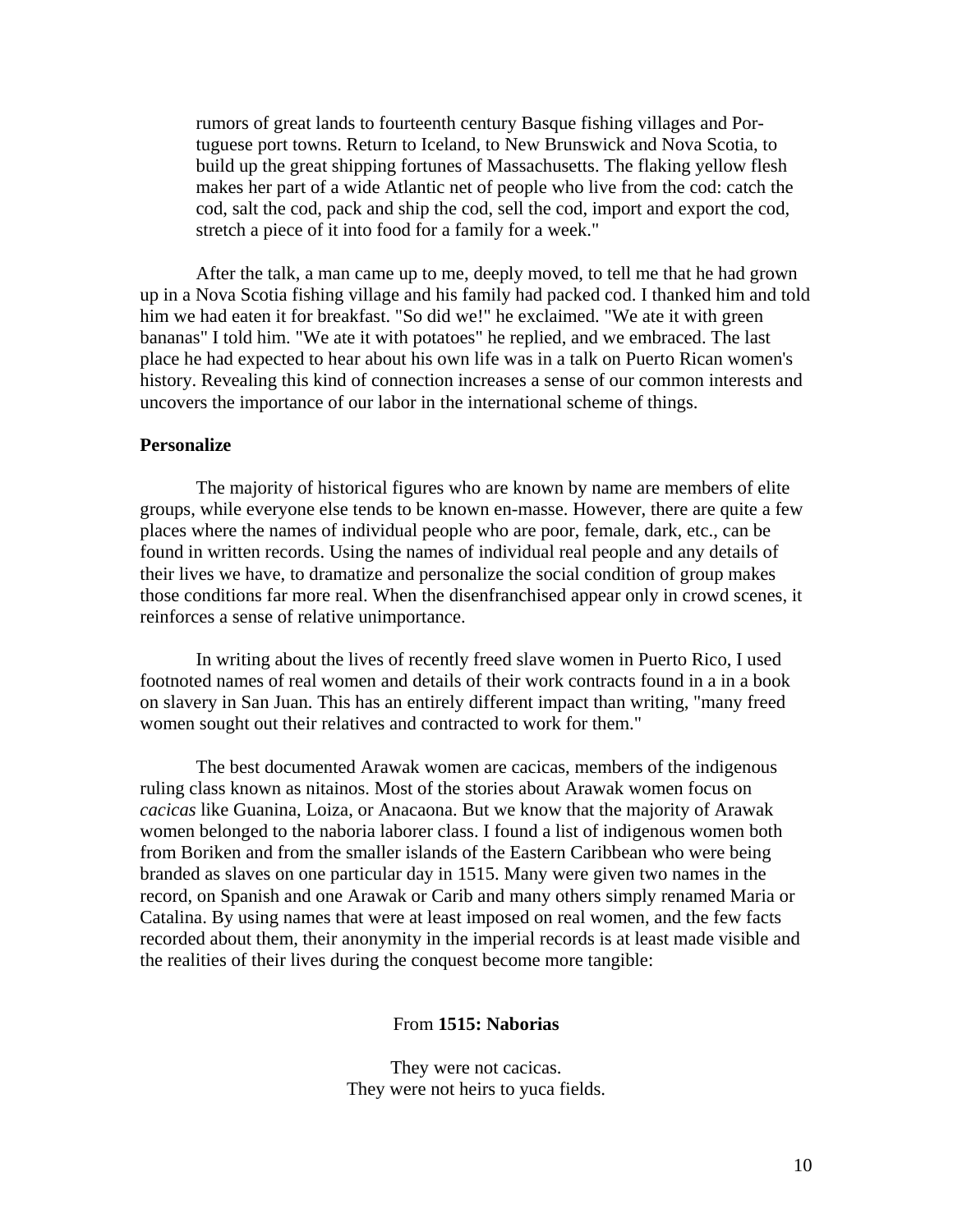rumors of great lands to fourteenth century Basque fishing villages and Portuguese port towns. Return to Iceland, to New Brunswick and Nova Scotia, to build up the great shipping fortunes of Massachusetts. The flaking yellow flesh makes her part of a wide Atlantic net of people who live from the cod: catch the cod, salt the cod, pack and ship the cod, sell the cod, import and export the cod, stretch a piece of it into food for a family for a week."

After the talk, a man came up to me, deeply moved, to tell me that he had grown up in a Nova Scotia fishing village and his family had packed cod. I thanked him and told him we had eaten it for breakfast. "So did we!" he exclaimed. "We ate it with green bananas" I told him. "We ate it with potatoes" he replied, and we embraced. The last place he had expected to hear about his own life was in a talk on Puerto Rican women's history. Revealing this kind of connection increases a sense of our common interests and uncovers the importance of our labor in the international scheme of things.

**Personalize**

The majority of historical figures who are known by name are members of elite groups, while everyone else tends to be known en-masse. However, there are quite a few places where the names of individual people who are poor, female, dark, etc., can be found in written records. Using the names of individual real people and any details of their lives we have, to dramatize and personalize the social condition of group makes those conditions far more real. When the disenfranchised appear only in crowd scenes, it reinforces a sense of relative unimportance.

In writing about the lives of recently freed slave women in Puerto Rico, I used footnoted names of real women and details of their work contracts found in a in a book on slavery in San Juan. This has an entirely different impact than writing, "many freed women sought out their relatives and contracted to work for them."

The best documented Arawak women are cacicas, members of the indigenous ruling class known as nitainos. Most of the stories about Arawak women focus on *cacicas* like Guanina, Loiza, or Anacaona. But we know that the majority of Arawak women belonged to the naboria laborer class. I found a list of indigenous women both from Boriken and from the smaller islands of the Eastern Caribbean who were being branded as slaves on one particular day in 1515. Many were given two names in the record, on Spanish and one Arawak or Carib and many others simply renamed Maria or Catalina. By using names that were at least imposed on real women, and the few facts recorded about them, their anonymity in the imperial records is at least made visible and the realities of their lives during the conquest become more tangible:

From **1515: Naborias**

They were not cacicas.  
They were not heirs to yuca fields.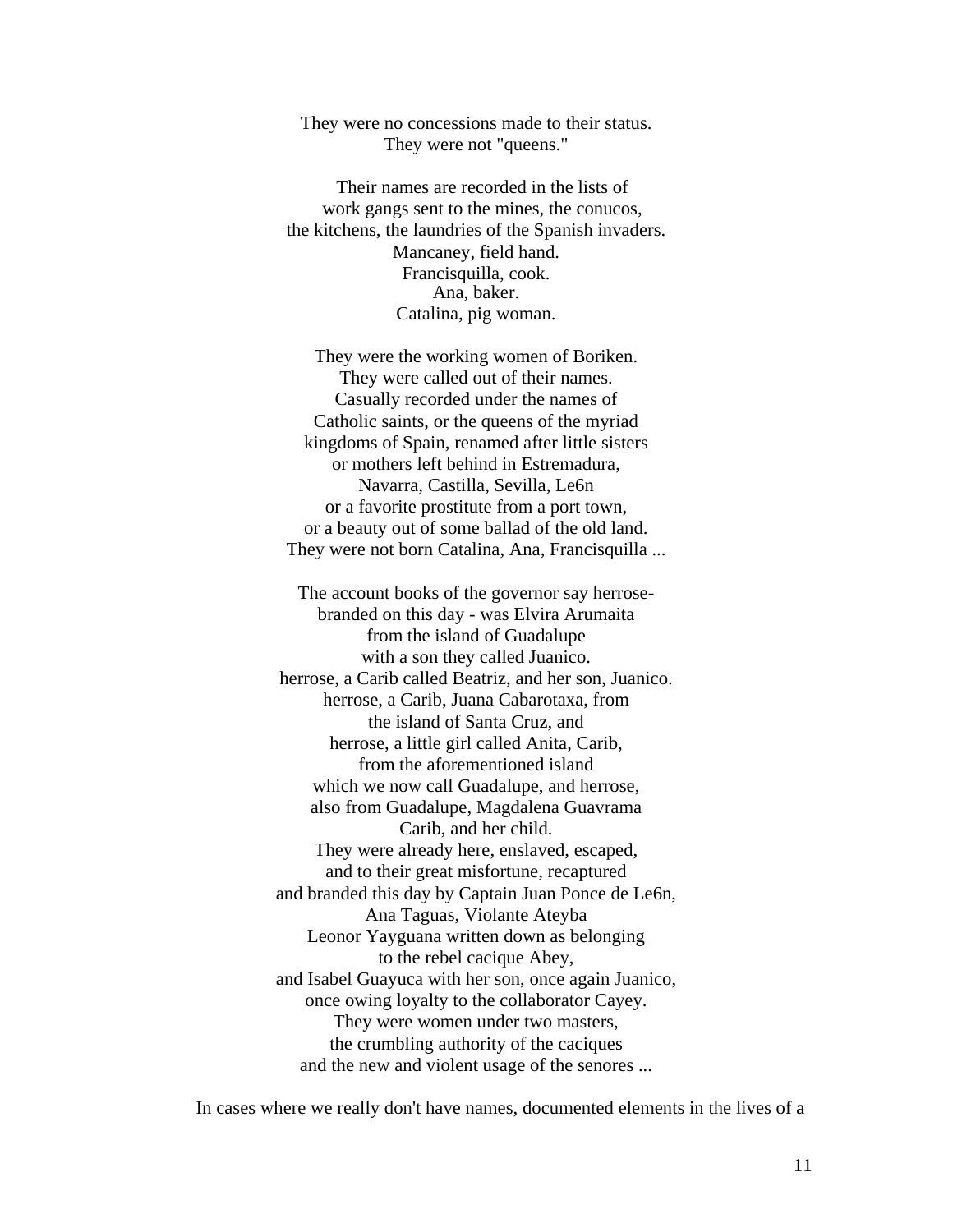They were no concessions made to their status.  
They were not "queens."

Their names are recorded in the lists of  
work gangs sent to the mines, the conucos,  
the kitchens, the laundries of the Spanish invaders.  
Mancaney, field hand.  
Francisquilla, cook.  
Ana, baker.  
Catalina, pig woman.

They were the working women of Boriken.  
They were called out of their names.  
Casually recorded under the names of  
Catholic saints, or the queens of the myriad  
kingdoms of Spain, renamed after little sisters  
or mothers left behind in Estremadura,  
Navarra, Castilla, Sevilla, Le6n  
or a favorite prostitute from a port town,  
or a beauty out of some ballad of the old land.  
They were not born Catalina, Ana, Francisquilla ...

The account books of the governor say herrose-  
branded on this day - was Elvira Arumaita  
from the island of Guadalupe  
with a son they called Juanico.  
herrose, a Carib called Beatriz, and her son, Juanico.  
herrose, a Carib, Juana Cabarotaxa, from  
the island of Santa Cruz, and  
herrose, a little girl called Anita, Carib,  
from the aforementioned island  
which we now call Guadalupe, and herrose,  
also from Guadalupe, Magdalena Guavrama  
Carib, and her child.  
They were already here, enslaved, escaped,  
and to their great misfortune, recaptured  
and branded this day by Captain Juan Ponce de Le6n,  
Ana Taguas, Violante Ateyba  
Leonor Yayguana written down as belonging  
to the rebel cacique Abey,  
and Isabel Guayuca with her son, once again Juanico,  
once owing loyalty to the collaborator Cayey.  
They were women under two masters,  
the crumbling authority of the caciques  
and the new and violent usage of the senores ...

In cases where we really don't have names, documented elements in the lives of a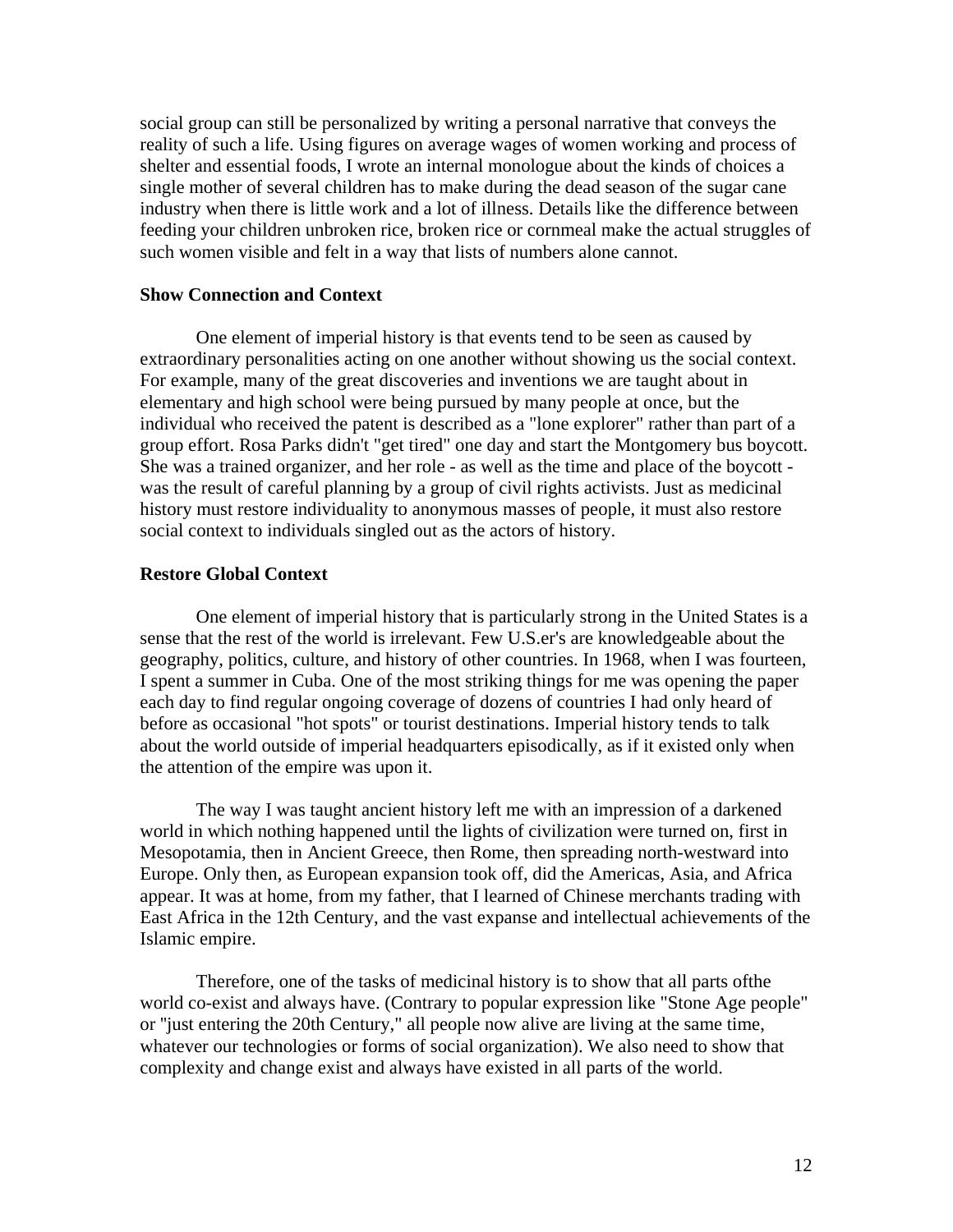social group can still be personalized by writing a personal narrative that conveys the reality of such a life. Using figures on average wages of women working and process of shelter and essential foods, I wrote an internal monologue about the kinds of choices a single mother of several children has to make during the dead season of the sugar cane industry when there is little work and a lot of illness. Details like the difference between feeding your children unbroken rice, broken rice or cornmeal make the actual struggles of such women visible and felt in a way that lists of numbers alone cannot.

### Show Connection and Context

One element of imperial history is that events tend to be seen as caused by extraordinary personalities acting on one another without showing us the social context. For example, many of the great discoveries and inventions we are taught about in elementary and high school were being pursued by many people at once, but the individual who received the patent is described as a "lone explorer" rather than part of a group effort. Rosa Parks didn't "get tired" one day and start the Montgomery bus boycott. She was a trained organizer, and her role - as well as the time and place of the boycott - was the result of careful planning by a group of civil rights activists. Just as medicinal history must restore individuality to anonymous masses of people, it must also restore social context to individuals singled out as the actors of history.

### Restore Global Context

One element of imperial history that is particularly strong in the United States is a sense that the rest of the world is irrelevant. Few U.S.er's are knowledgeable about the geography, politics, culture, and history of other countries. In 1968, when I was fourteen, I spent a summer in Cuba. One of the most striking things for me was opening the paper each day to find regular ongoing coverage of dozens of countries I had only heard of before as occasional "hot spots" or tourist destinations. Imperial history tends to talk about the world outside of imperial headquarters episodically, as if it existed only when the attention of the empire was upon it.

The way I was taught ancient history left me with an impression of a darkened world in which nothing happened until the lights of civilization were turned on, first in Mesopotamia, then in Ancient Greece, then Rome, then spreading north-westward into Europe. Only then, as European expansion took off, did the Americas, Asia, and Africa appear. It was at home, from my father, that I learned of Chinese merchants trading with East Africa in the 12th Century, and the vast expanse and intellectual achievements of the Islamic empire.

Therefore, one of the tasks of medicinal history is to show that all parts ofthe world co-exist and always have. (Contrary to popular expression like "Stone Age people" or "just entering the 20th Century," all people now alive are living at the same time, whatever our technologies or forms of social organization). We also need to show that complexity and change exist and always have existed in all parts of the world.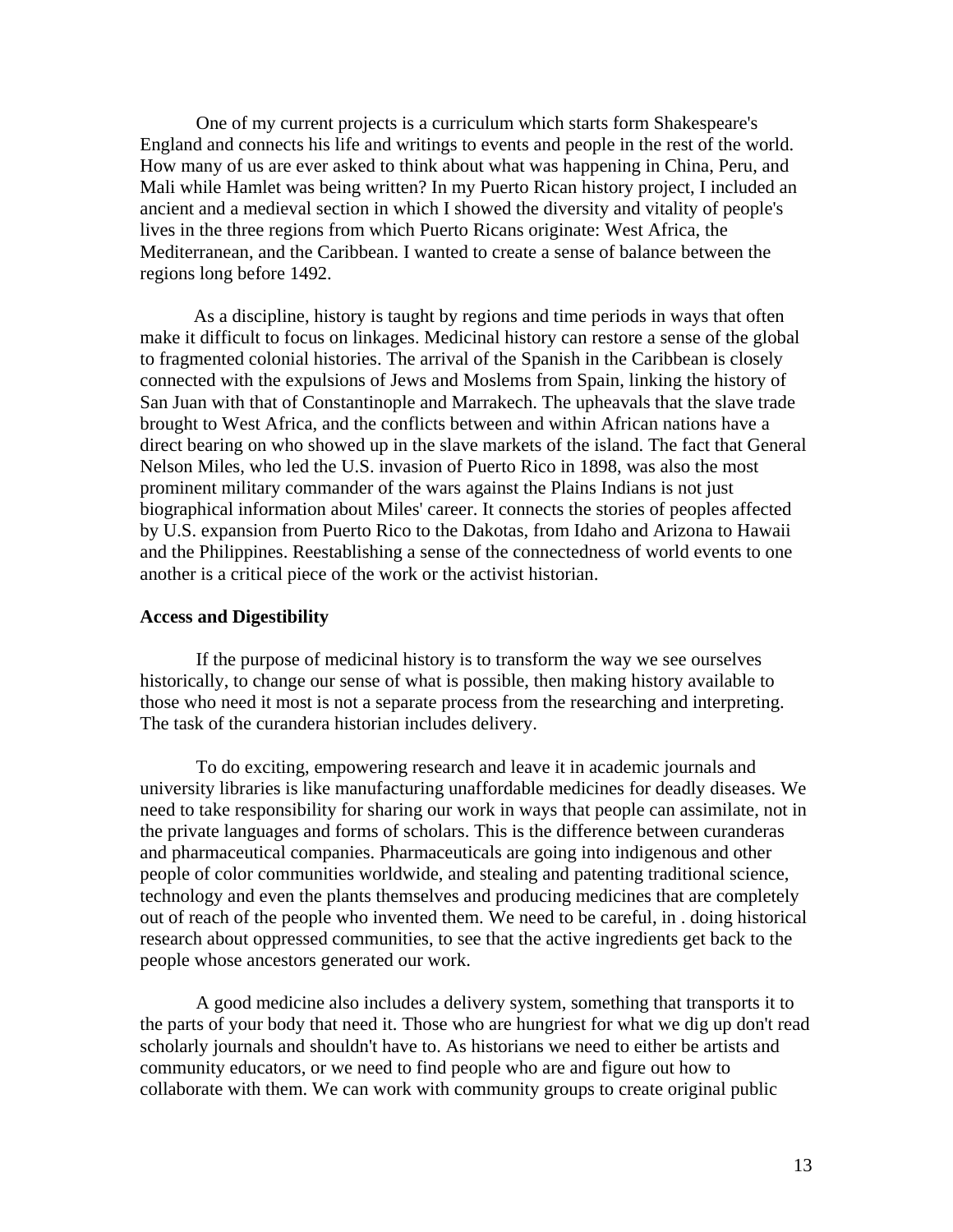One of my current projects is a curriculum which starts form Shakespeare's England and connects his life and writings to events and people in the rest of the world. How many of us are ever asked to think about what was happening in China, Peru, and Mali while Hamlet was being written? In my Puerto Rican history project, I included an ancient and a medieval section in which I showed the diversity and vitality of people's lives in the three regions from which Puerto Ricans originate: West Africa, the Mediterranean, and the Caribbean. I wanted to create a sense of balance between the regions long before 1492.

As a discipline, history is taught by regions and time periods in ways that often make it difficult to focus on linkages. Medicinal history can restore a sense of the global to fragmented colonial histories. The arrival of the Spanish in the Caribbean is closely connected with the expulsions of Jews and Moslems from Spain, linking the history of San Juan with that of Constantinople and Marrakech. The upheavals that the slave trade brought to West Africa, and the conflicts between and within African nations have a direct bearing on who showed up in the slave markets of the island. The fact that General Nelson Miles, who led the U.S. invasion of Puerto Rico in 1898, was also the most prominent military commander of the wars against the Plains Indians is not just biographical information about Miles' career. It connects the stories of peoples affected by U.S. expansion from Puerto Rico to the Dakotas, from Idaho and Arizona to Hawaii and the Philippines. Reestablishing a sense of the connectedness of world events to one another is a critical piece of the work or the activist historian.

**Access and Digestibility**

If the purpose of medicinal history is to transform the way we see ourselves historically, to change our sense of what is possible, then making history available to those who need it most is not a separate process from the researching and interpreting. The task of the curandera historian includes delivery.

To do exciting, empowering research and leave it in academic journals and university libraries is like manufacturing unaffordable medicines for deadly diseases. We need to take responsibility for sharing our work in ways that people can assimilate, not in the private languages and forms of scholars. This is the difference between curanderas and pharmaceutical companies. Pharmaceuticals are going into indigenous and other people of color communities worldwide, and stealing and patenting traditional science, technology and even the plants themselves and producing medicines that are completely out of reach of the people who invented them. We need to be careful, in . doing historical research about oppressed communities, to see that the active ingredients get back to the people whose ancestors generated our work.

A good medicine also includes a delivery system, something that transports it to the parts of your body that need it. Those who are hungriest for what we dig up don't read scholarly journals and shouldn't have to. As historians we need to either be artists and community educators, or we need to find people who are and figure out how to collaborate with them. We can work with community groups to create original public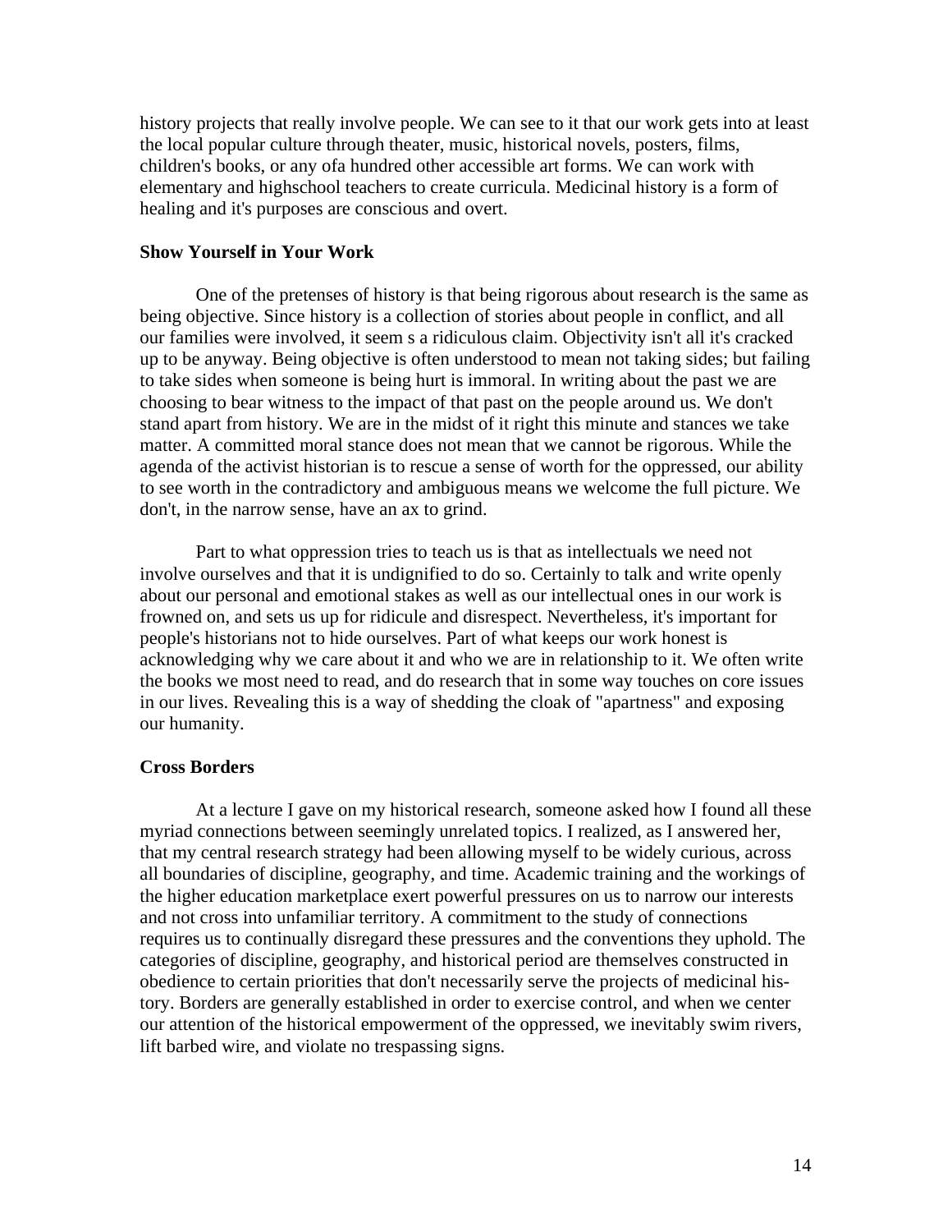history projects that really involve people. We can see to it that our work gets into at least the local popular culture through theater, music, historical novels, posters, films, children's books, or any ofa hundred other accessible art forms. We can work with elementary and highschool teachers to create curricula. Medicinal history is a form of healing and it's purposes are conscious and overt.

**Show Yourself in Your Work**

One of the pretenses of history is that being rigorous about research is the same as being objective. Since history is a collection of stories about people in conflict, and all our families were involved, it seem s a ridiculous claim. Objectivity isn't all it's cracked up to be anyway. Being objective is often understood to mean not taking sides; but failing to take sides when someone is being hurt is immoral. In writing about the past we are choosing to bear witness to the impact of that past on the people around us. We don't stand apart from history. We are in the midst of it right this minute and stances we take matter. A committed moral stance does not mean that we cannot be rigorous. While the agenda of the activist historian is to rescue a sense of worth for the oppressed, our ability to see worth in the contradictory and ambiguous means we welcome the full picture. We don't, in the narrow sense, have an ax to grind.

Part to what oppression tries to teach us is that as intellectuals we need not involve ourselves and that it is undignified to do so. Certainly to talk and write openly about our personal and emotional stakes as well as our intellectual ones in our work is frowned on, and sets us up for ridicule and disrespect. Nevertheless, it's important for people's historians not to hide ourselves. Part of what keeps our work honest is acknowledging why we care about it and who we are in relationship to it. We often write the books we most need to read, and do research that in some way touches on core issues in our lives. Revealing this is a way of shedding the cloak of "apartness" and exposing our humanity.

**Cross Borders**

At a lecture I gave on my historical research, someone asked how I found all these myriad connections between seemingly unrelated topics. I realized, as I answered her, that my central research strategy had been allowing myself to be widely curious, across all boundaries of discipline, geography, and time. Academic training and the workings of the higher education marketplace exert powerful pressures on us to narrow our interests and not cross into unfamiliar territory. A commitment to the study of connections requires us to continually disregard these pressures and the conventions they uphold. The categories of discipline, geography, and historical period are themselves constructed in obedience to certain priorities that don't necessarily serve the projects of medicinal history. Borders are generally established in order to exercise control, and when we center our attention of the historical empowerment of the oppressed, we inevitably swim rivers, lift barbed wire, and violate no trespassing signs.